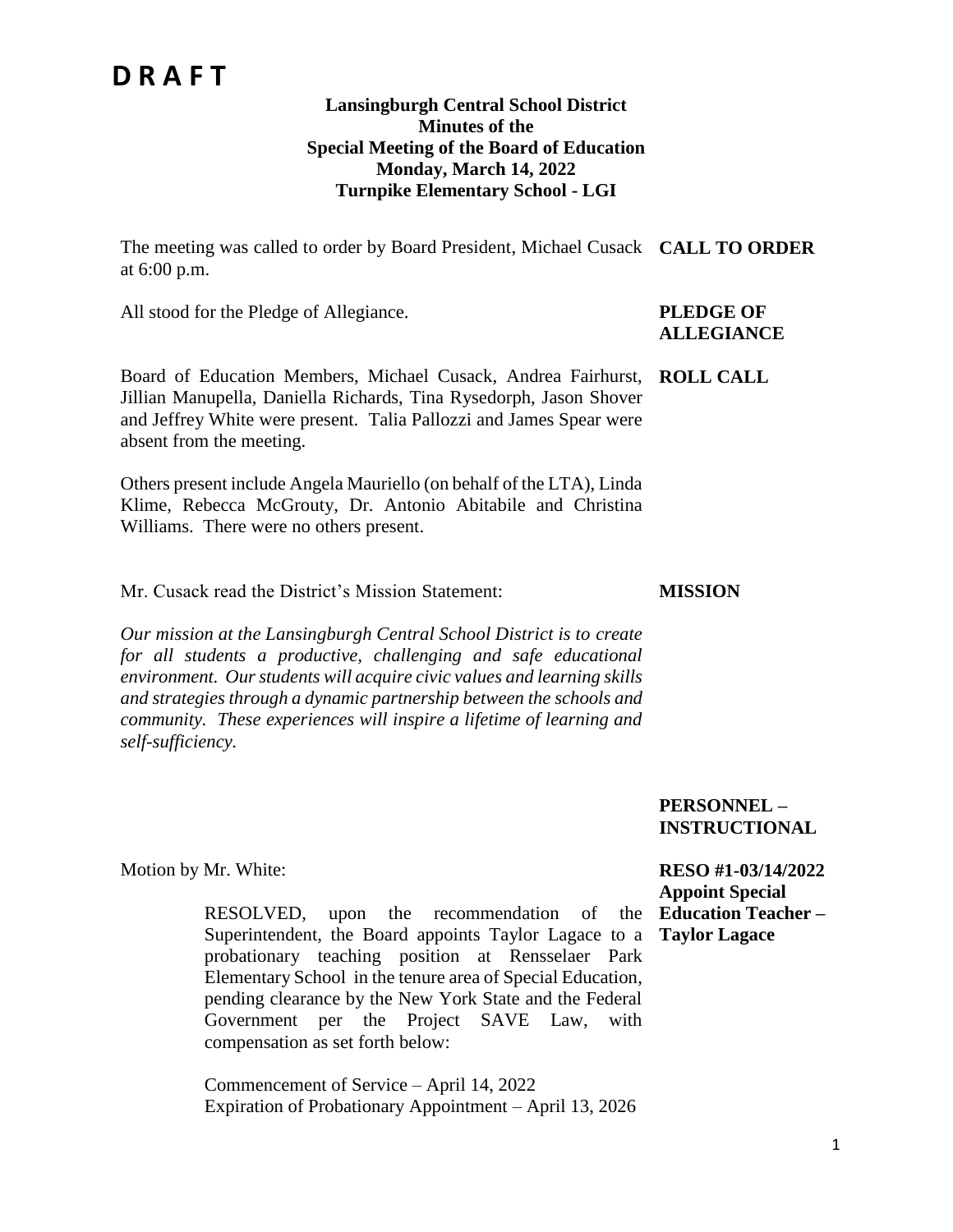# D R A F T

**Lansingburgh Central School District**
**Minutes of the**
**Special Meeting of the Board of Education**
**Monday, March 14, 2022**
**Turnpike Elementary School - LGI**

**CALL TO ORDER**

The meeting was called to order by Board President, Michael Cusack at 6:00 p.m.

**PLEDGE OF ALLEGIANCE**

All stood for the Pledge of Allegiance.

**ROLL CALL**

Board of Education Members, Michael Cusack, Andrea Fairhurst, Jillian Manupella, Daniella Richards, Tina Rysedorph, Jason Shover and Jeffrey White were present. Talia Pallozzi and James Spear were absent from the meeting.

Others present include Angela Mauriello (on behalf of the LTA), Linda Klime, Rebecca McGrouty, Dr. Antonio Abitabile and Christina Williams. There were no others present.

**MISSION**

Mr. Cusack read the District's Mission Statement:

*Our mission at the Lansingburgh Central School District is to create for all students a productive, challenging and safe educational environment. Our students will acquire civic values and learning skills and strategies through a dynamic partnership between the schools and community. These experiences will inspire a lifetime of learning and self-sufficiency.*

**PERSONNEL – INSTRUCTIONAL**

**RESO #1-03/14/2022 Appoint Special Education Teacher – Taylor Lagace**

Motion by Mr. White:

> RESOLVED, upon the recommendation of the Superintendent, the Board appoints Taylor Lagace to a probationary teaching position at Rensselaer Park Elementary School in the tenure area of Special Education, pending clearance by the New York State and the Federal Government per the Project SAVE Law, with compensation as set forth below:
>
> Commencement of Service – April 14, 2022
> Expiration of Probationary Appointment – April 13, 2026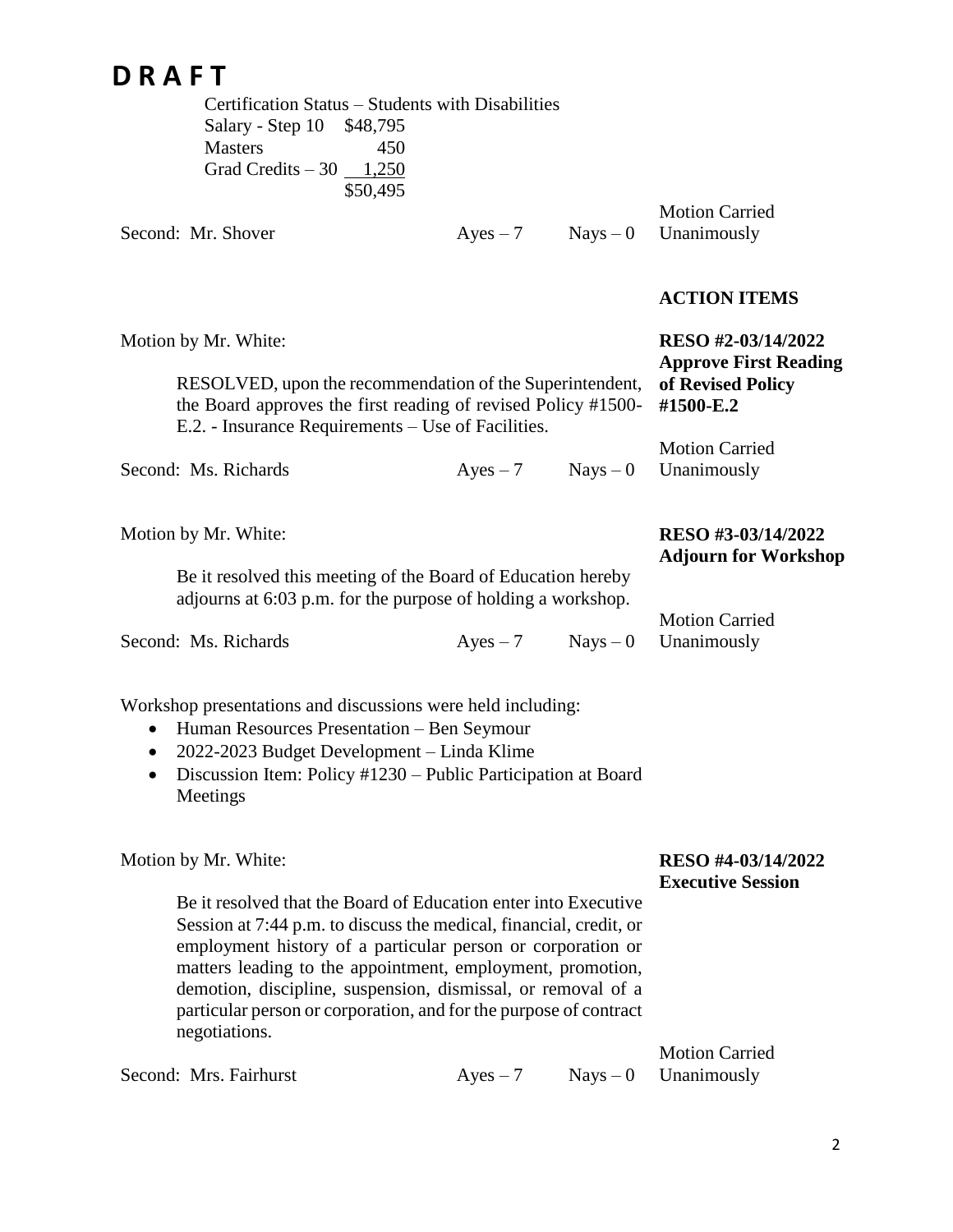# D R A F T

Certification Status – Students with Disabilities

| | |
|---|---|
| Salary - Step 10 | $48,795 |
| Masters | 450 |
| Grad Credits – 30 | 1,250 |
| | $50,495 |

Second: Mr. Shover Ayes – 7 Nays – 0 Motion Carried Unanimously

**ACTION ITEMS**

**RESO #2-03/14/2022 Approve First Reading of Revised Policy #1500-E.2**

Motion by Mr. White:

RESOLVED, upon the recommendation of the Superintendent, the Board approves the first reading of revised Policy #1500-E.2. - Insurance Requirements – Use of Facilities.

Second: Ms. Richards Ayes – 7 Nays – 0 Motion Carried Unanimously

**RESO #3-03/14/2022 Adjourn for Workshop**

Motion by Mr. White:

Be it resolved this meeting of the Board of Education hereby adjourns at 6:03 p.m. for the purpose of holding a workshop.

Second: Ms. Richards Ayes – 7 Nays – 0 Motion Carried Unanimously

Workshop presentations and discussions were held including:

- Human Resources Presentation – Ben Seymour
- 2022-2023 Budget Development – Linda Klime
- Discussion Item: Policy #1230 – Public Participation at Board Meetings

**RESO #4-03/14/2022 Executive Session**

Motion by Mr. White:

Be it resolved that the Board of Education enter into Executive Session at 7:44 p.m. to discuss the medical, financial, credit, or employment history of a particular person or corporation or matters leading to the appointment, employment, promotion, demotion, discipline, suspension, dismissal, or removal of a particular person or corporation, and for the purpose of contract negotiations.

Second: Mrs. Fairhurst Ayes – 7 Nays – 0 Motion Carried Unanimously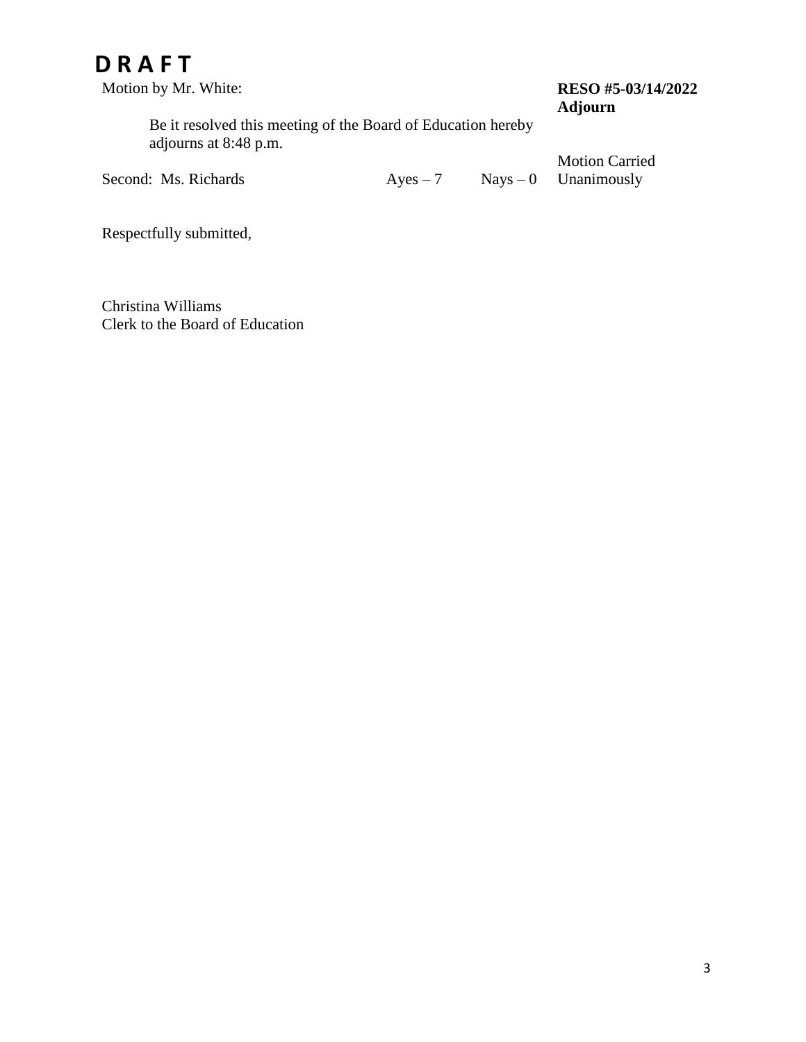# D R A F T

Motion by Mr. White:

**RESO #5-03/14/2022**
**Adjourn**

Be it resolved this meeting of the Board of Education hereby adjourns at 8:48 p.m.

Second: Ms. Richards  Ayes – 7  Nays – 0  Motion Carried Unanimously

Respectfully submitted,

Christina Williams
Clerk to the Board of Education